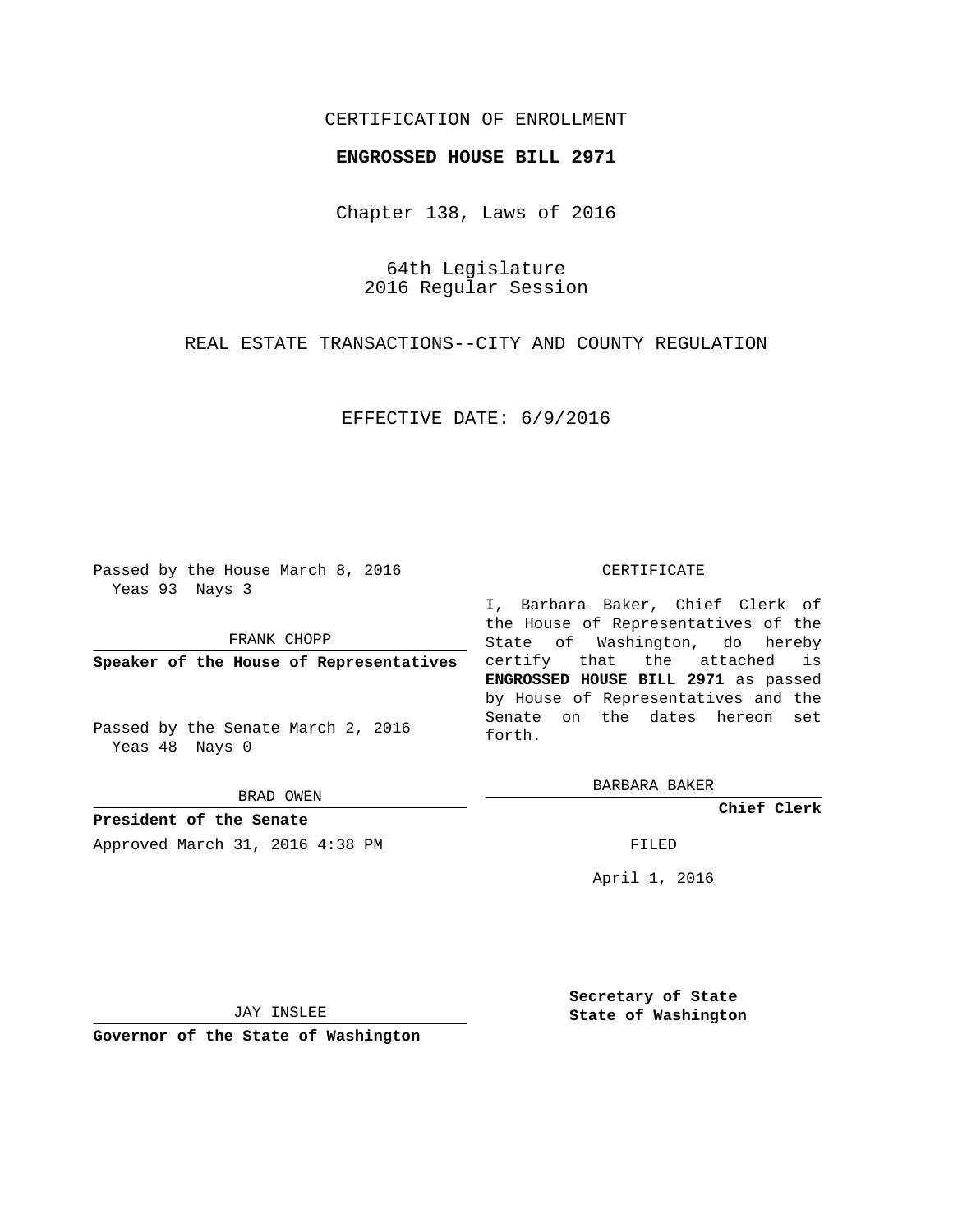CERTIFICATION OF ENROLLMENT

**ENGROSSED HOUSE BILL 2971**

Chapter 138, Laws of 2016

64th Legislature
2016 Regular Session

REAL ESTATE TRANSACTIONS--CITY AND COUNTY REGULATION

EFFECTIVE DATE: 6/9/2016

Passed by the House March 8, 2016
Yeas 93 Nays 3

FRANK CHOPP

**Speaker of the House of Representatives**

Passed by the Senate March 2, 2016
Yeas 48 Nays 0

BRAD OWEN

**President of the Senate**

Approved March 31, 2016 4:38 PM

JAY INSLEE

**Governor of the State of Washington**

CERTIFICATE

I, Barbara Baker, Chief Clerk of the House of Representatives of the State of Washington, do hereby certify that the attached is **ENGROSSED HOUSE BILL 2971** as passed by House of Representatives and the Senate on the dates hereon set forth.

BARBARA BAKER

**Chief Clerk**

FILED

April 1, 2016

**Secretary of State**
**State of Washington**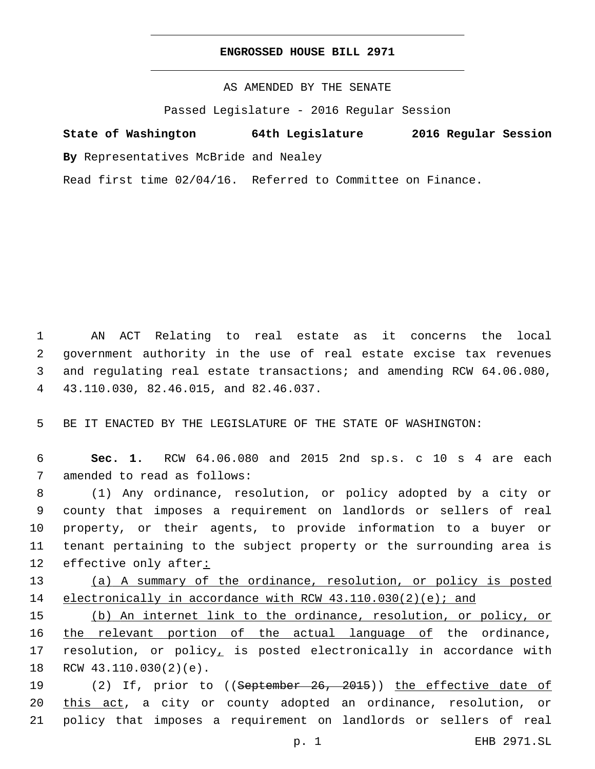**ENGROSSED HOUSE BILL 2971**

AS AMENDED BY THE SENATE

Passed Legislature - 2016 Regular Session

**State of Washington 64th Legislature 2016 Regular Session**

**By** Representatives McBride and Nealey

Read first time 02/04/16. Referred to Committee on Finance.

1 AN ACT Relating to real estate as it concerns the local
2 government authority in the use of real estate excise tax revenues
3 and regulating real estate transactions; and amending RCW 64.06.080,
4 43.110.030, 82.46.015, and 82.46.037.

5 BE IT ENACTED BY THE LEGISLATURE OF THE STATE OF WASHINGTON:

6 **Sec. 1.** RCW 64.06.080 and 2015 2nd sp.s. c 10 s 4 are each
7 amended to read as follows:

8 (1) Any ordinance, resolution, or policy adopted by a city or
9 county that imposes a requirement on landlords or sellers of real
10 property, or their agents, to provide information to a buyer or
11 tenant pertaining to the subject property or the surrounding area is
12 effective only after:

13 (a) A summary of the ordinance, resolution, or policy is posted
14 electronically in accordance with RCW 43.110.030(2)(e); and

15 (b) An internet link to the ordinance, resolution, or policy, or
16 the relevant portion of the actual language of the ordinance,
17 resolution, or policy, is posted electronically in accordance with
18 RCW 43.110.030(2)(e).

19 (2) If, prior to ((~~September 26, 2015~~)) the effective date of
20 this act, a city or county adopted an ordinance, resolution, or
21 policy that imposes a requirement on landlords or sellers of real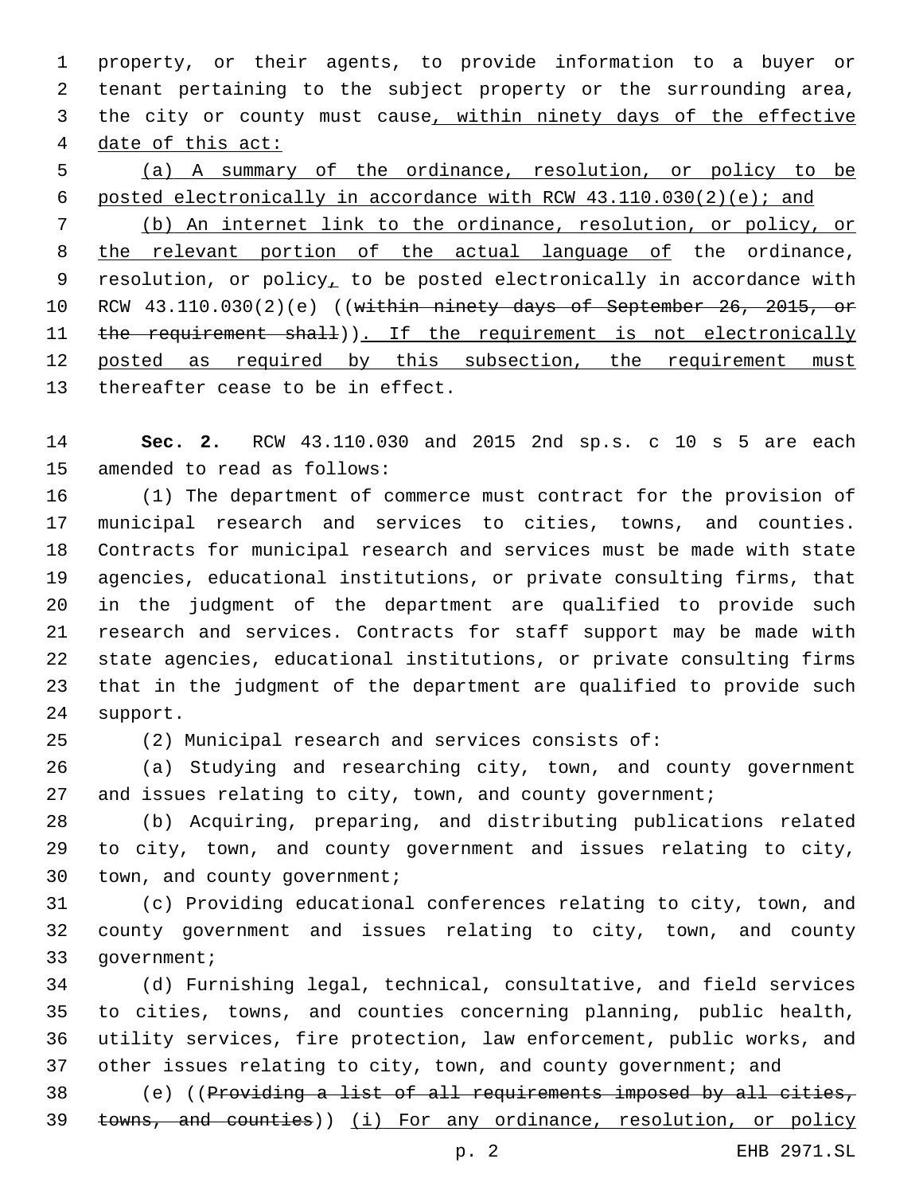property, or their agents, to provide information to a buyer or tenant pertaining to the subject property or the surrounding area, the city or county must cause, within ninety days of the effective date of this act:

(a) A summary of the ordinance, resolution, or policy to be posted electronically in accordance with RCW 43.110.030(2)(e); and

(b) An internet link to the ordinance, resolution, or policy, or the relevant portion of the actual language of the ordinance, resolution, or policy, to be posted electronically in accordance with RCW 43.110.030(2)(e) ((~~within ninety days of September 26, 2015, or the requirement shall~~)). If the requirement is not electronically posted as required by this subsection, the requirement must thereafter cease to be in effect.

**Sec. 2.** RCW 43.110.030 and 2015 2nd sp.s. c 10 s 5 are each amended to read as follows:

(1) The department of commerce must contract for the provision of municipal research and services to cities, towns, and counties. Contracts for municipal research and services must be made with state agencies, educational institutions, or private consulting firms, that in the judgment of the department are qualified to provide such research and services. Contracts for staff support may be made with state agencies, educational institutions, or private consulting firms that in the judgment of the department are qualified to provide such support.

(2) Municipal research and services consists of:

(a) Studying and researching city, town, and county government and issues relating to city, town, and county government;

(b) Acquiring, preparing, and distributing publications related to city, town, and county government and issues relating to city, town, and county government;

(c) Providing educational conferences relating to city, town, and county government and issues relating to city, town, and county government;

(d) Furnishing legal, technical, consultative, and field services to cities, towns, and counties concerning planning, public health, utility services, fire protection, law enforcement, public works, and other issues relating to city, town, and county government; and

(e) ((~~Providing a list of all requirements imposed by all cities, towns, and counties~~)) (i) For any ordinance, resolution, or policy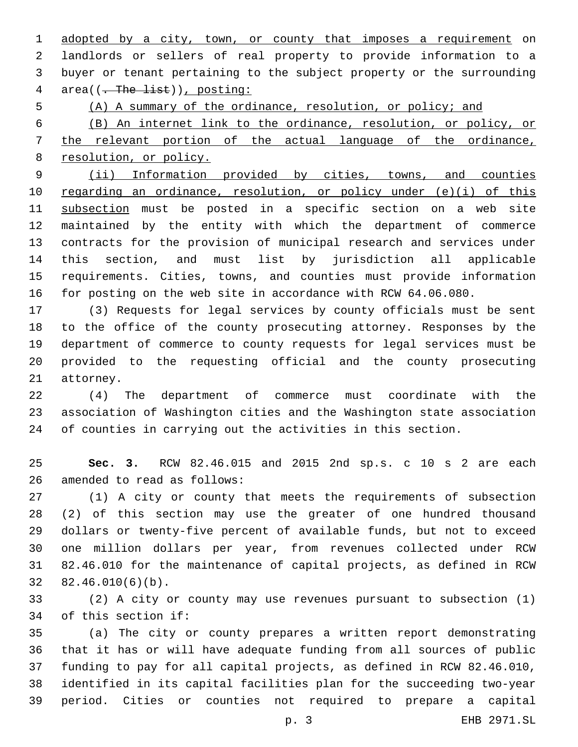adopted by a city, town, or county that imposes a requirement on landlords or sellers of real property to provide information to a buyer or tenant pertaining to the subject property or the surrounding area((. The list)), posting:

(A) A summary of the ordinance, resolution, or policy; and

(B) An internet link to the ordinance, resolution, or policy, or the relevant portion of the actual language of the ordinance, resolution, or policy.

(ii) Information provided by cities, towns, and counties regarding an ordinance, resolution, or policy under (e)(i) of this subsection must be posted in a specific section on a web site maintained by the entity with which the department of commerce contracts for the provision of municipal research and services under this section, and must list by jurisdiction all applicable requirements. Cities, towns, and counties must provide information for posting on the web site in accordance with RCW 64.06.080.

(3) Requests for legal services by county officials must be sent to the office of the county prosecuting attorney. Responses by the department of commerce to county requests for legal services must be provided to the requesting official and the county prosecuting attorney.

(4) The department of commerce must coordinate with the association of Washington cities and the Washington state association of counties in carrying out the activities in this section.

**Sec. 3.** RCW 82.46.015 and 2015 2nd sp.s. c 10 s 2 are each amended to read as follows:

(1) A city or county that meets the requirements of subsection (2) of this section may use the greater of one hundred thousand dollars or twenty-five percent of available funds, but not to exceed one million dollars per year, from revenues collected under RCW 82.46.010 for the maintenance of capital projects, as defined in RCW 82.46.010(6)(b).

(2) A city or county may use revenues pursuant to subsection (1) of this section if:

(a) The city or county prepares a written report demonstrating that it has or will have adequate funding from all sources of public funding to pay for all capital projects, as defined in RCW 82.46.010, identified in its capital facilities plan for the succeeding two-year period. Cities or counties not required to prepare a capital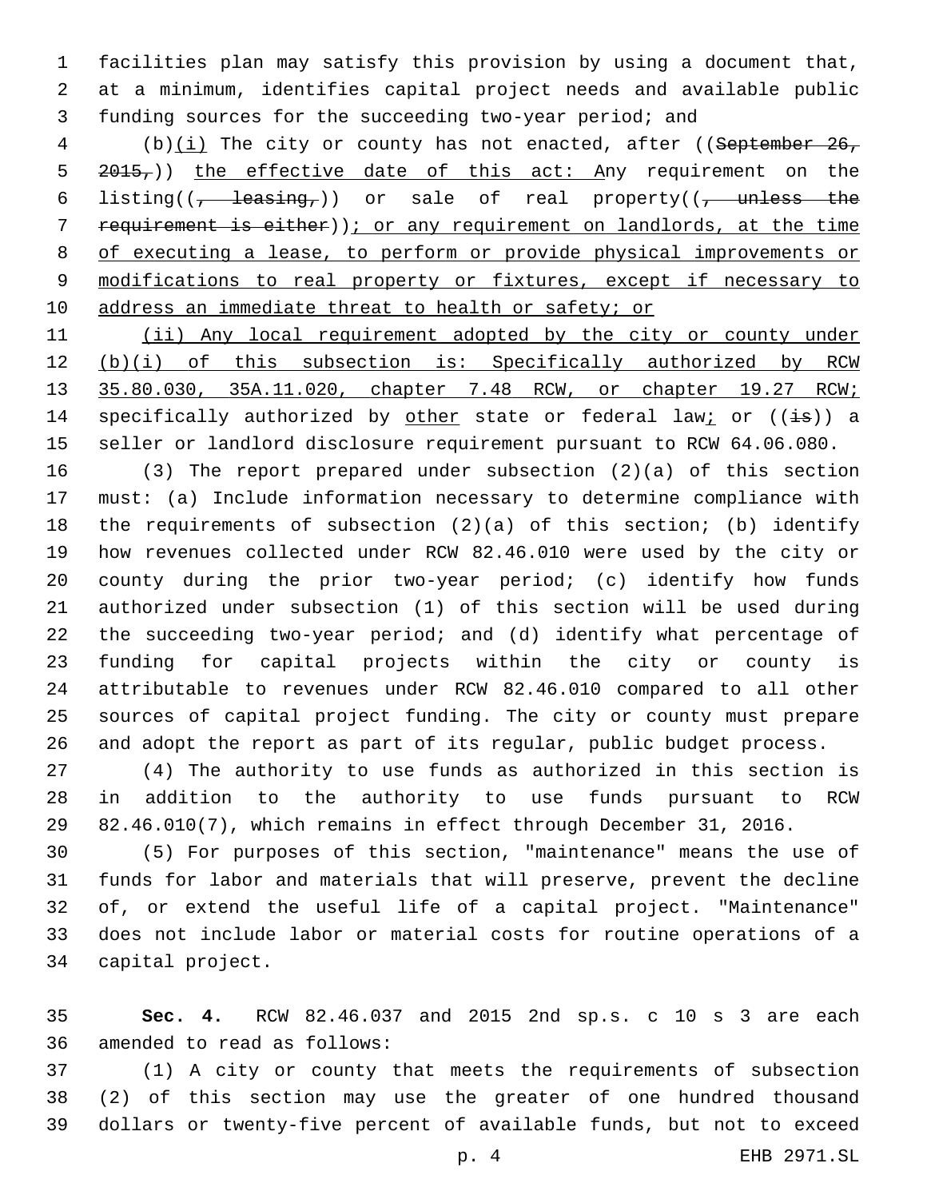facilities plan may satisfy this provision by using a document that, at a minimum, identifies capital project needs and available public funding sources for the succeeding two-year period; and

(b)(i) The city or county has not enacted, after ((~~September 26, 2015,~~)) the effective date of this act: Any requirement on the listing((~~, leasing,~~)) or sale of real property((~~, unless the requirement is either~~)); or any requirement on landlords, at the time of executing a lease, to perform or provide physical improvements or modifications to real property or fixtures, except if necessary to address an immediate threat to health or safety; or

(ii) Any local requirement adopted by the city or county under (b)(i) of this subsection is: Specifically authorized by RCW 35.80.030, 35A.11.020, chapter 7.48 RCW, or chapter 19.27 RCW; specifically authorized by other state or federal law; or ((~~is~~)) a seller or landlord disclosure requirement pursuant to RCW 64.06.080.

(3) The report prepared under subsection (2)(a) of this section must: (a) Include information necessary to determine compliance with the requirements of subsection (2)(a) of this section; (b) identify how revenues collected under RCW 82.46.010 were used by the city or county during the prior two-year period; (c) identify how funds authorized under subsection (1) of this section will be used during the succeeding two-year period; and (d) identify what percentage of funding for capital projects within the city or county is attributable to revenues under RCW 82.46.010 compared to all other sources of capital project funding. The city or county must prepare and adopt the report as part of its regular, public budget process.

(4) The authority to use funds as authorized in this section is in addition to the authority to use funds pursuant to RCW 82.46.010(7), which remains in effect through December 31, 2016.

(5) For purposes of this section, "maintenance" means the use of funds for labor and materials that will preserve, prevent the decline of, or extend the useful life of a capital project. "Maintenance" does not include labor or material costs for routine operations of a capital project.

**Sec. 4.** RCW 82.46.037 and 2015 2nd sp.s. c 10 s 3 are each amended to read as follows:

(1) A city or county that meets the requirements of subsection (2) of this section may use the greater of one hundred thousand dollars or twenty-five percent of available funds, but not to exceed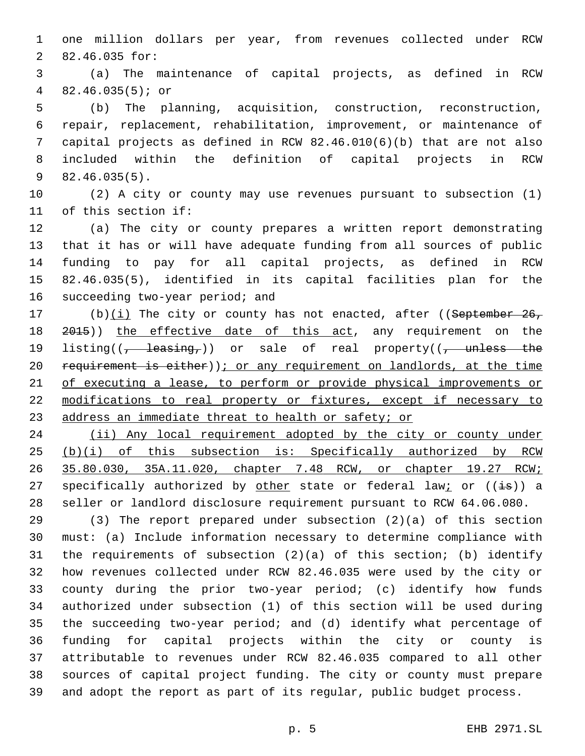one million dollars per year, from revenues collected under RCW 82.46.035 for:

(a) The maintenance of capital projects, as defined in RCW 82.46.035(5); or

(b) The planning, acquisition, construction, reconstruction, repair, replacement, rehabilitation, improvement, or maintenance of capital projects as defined in RCW 82.46.010(6)(b) that are not also included within the definition of capital projects in RCW 82.46.035(5).

(2) A city or county may use revenues pursuant to subsection (1) of this section if:

(a) The city or county prepares a written report demonstrating that it has or will have adequate funding from all sources of public funding to pay for all capital projects, as defined in RCW 82.46.035(5), identified in its capital facilities plan for the succeeding two-year period; and

(b)<u>(i)</u> The city or county has not enacted, after ((~~September 26, 2015~~)) <u>the effective date of this act</u>, any requirement on the listing((~~, leasing,~~)) or sale of real property((~~, unless the requirement is either~~))<u>; or any requirement on landlords, at the time of executing a lease, to perform or provide physical improvements or modifications to real property or fixtures, except if necessary to address an immediate threat to health or safety; or</u>

<u>(ii) Any local requirement adopted by the city or county under (b)(i) of this subsection is: Specifically authorized by RCW 35.80.030, 35A.11.020, chapter 7.48 RCW, or chapter 19.27 RCW;</u> specifically authorized by <u>other</u> state or federal law<u>;</u> or ((~~is~~)) a seller or landlord disclosure requirement pursuant to RCW 64.06.080.

(3) The report prepared under subsection (2)(a) of this section must: (a) Include information necessary to determine compliance with the requirements of subsection (2)(a) of this section; (b) identify how revenues collected under RCW 82.46.035 were used by the city or county during the prior two-year period; (c) identify how funds authorized under subsection (1) of this section will be used during the succeeding two-year period; and (d) identify what percentage of funding for capital projects within the city or county is attributable to revenues under RCW 82.46.035 compared to all other sources of capital project funding. The city or county must prepare and adopt the report as part of its regular, public budget process.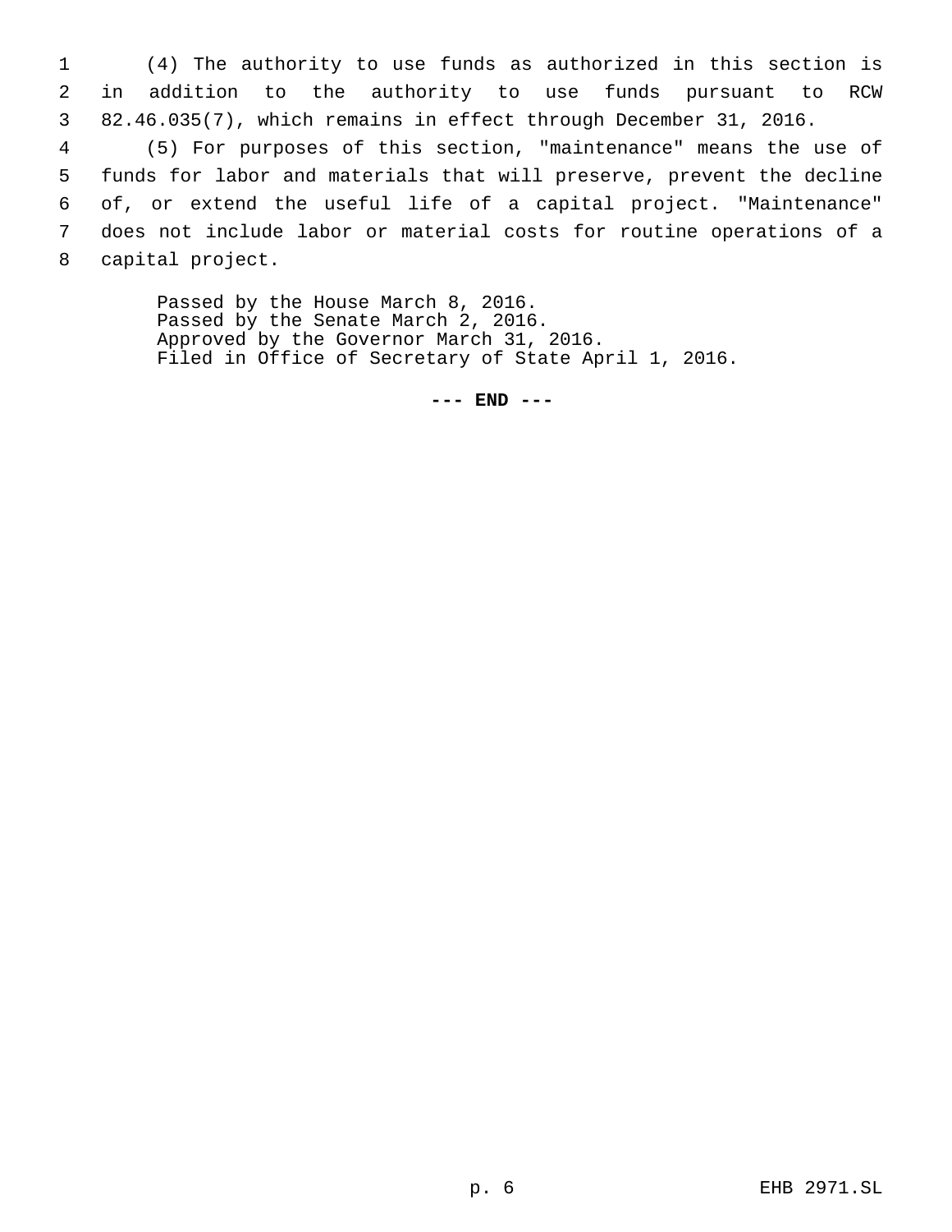(4) The authority to use funds as authorized in this section is in addition to the authority to use funds pursuant to RCW 82.46.035(7), which remains in effect through December 31, 2016.

(5) For purposes of this section, "maintenance" means the use of funds for labor and materials that will preserve, prevent the decline of, or extend the useful life of a capital project. "Maintenance" does not include labor or material costs for routine operations of a capital project.

Passed by the House March 8, 2016.
Passed by the Senate March 2, 2016.
Approved by the Governor March 31, 2016.
Filed in Office of Secretary of State April 1, 2016.

**--- END ---**